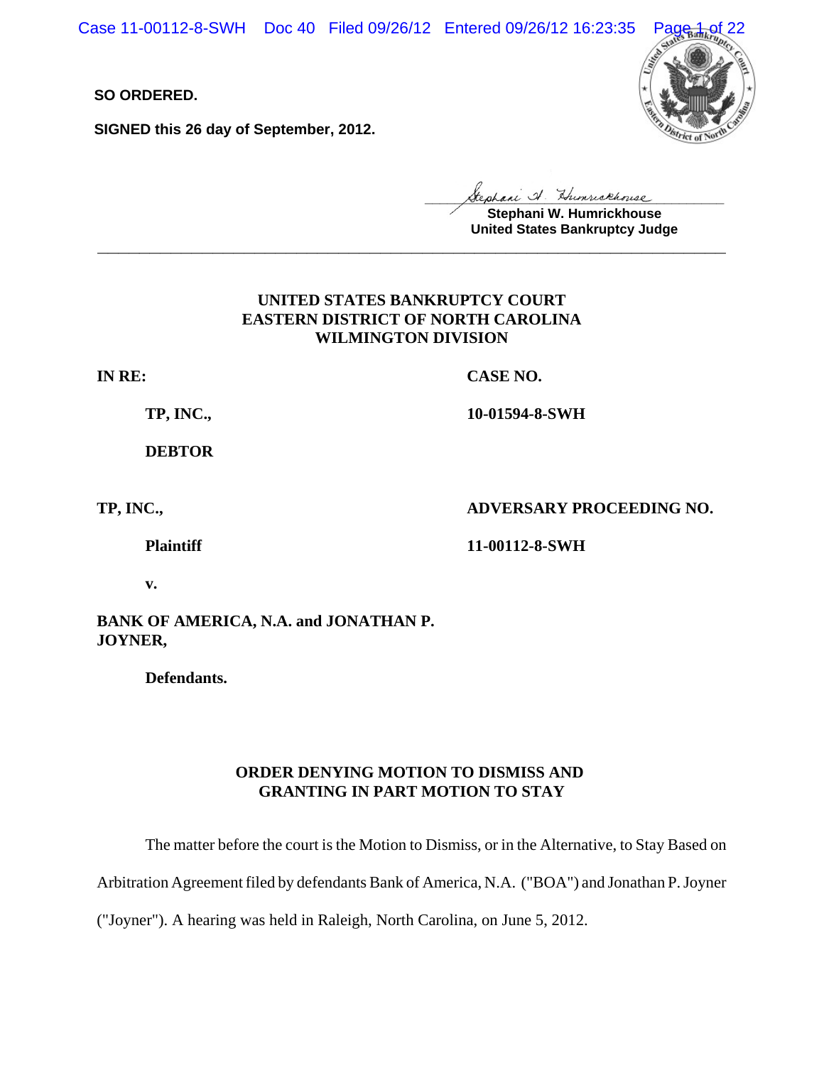**SO ORDERED.**

**SIGNED this 26 day of September, 2012.**

Stephani W. Humrickhouse
United States Bankruptcy Judge

---

**UNITED STATES BANKRUPTCY COURT**
**EASTERN DISTRICT OF NORTH CAROLINA**
**WILMINGTON DIVISION**

**IN RE:** **CASE NO.**

**TP, INC.,** **10-01594-8-SWH**

**DEBTOR**

**TP, INC.,** **ADVERSARY PROCEEDING NO.**

**Plaintiff** **11-00112-8-SWH**

**v.**

**BANK OF AMERICA, N.A. and JONATHAN P. JOYNER,**

**Defendants.**

**ORDER DENYING MOTION TO DISMISS AND GRANTING IN PART MOTION TO STAY**

The matter before the court is the Motion to Dismiss, or in the Alternative, to Stay Based on Arbitration Agreement filed by defendants Bank of America, N.A. ("BOA") and Jonathan P. Joyner ("Joyner"). A hearing was held in Raleigh, North Carolina, on June 5, 2012.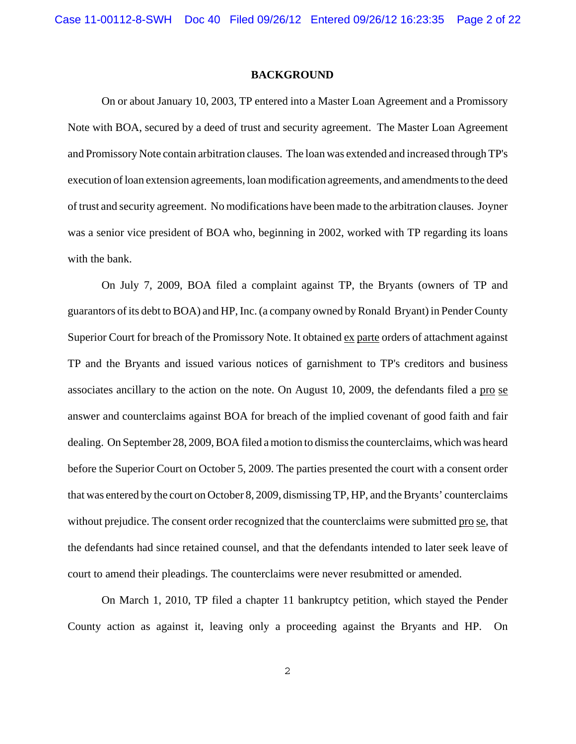## BACKGROUND

On or about January 10, 2003, TP entered into a Master Loan Agreement and a Promissory Note with BOA, secured by a deed of trust and security agreement. The Master Loan Agreement and Promissory Note contain arbitration clauses. The loan was extended and increased through TP's execution of loan extension agreements, loan modification agreements, and amendments to the deed of trust and security agreement. No modifications have been made to the arbitration clauses. Joyner was a senior vice president of BOA who, beginning in 2002, worked with TP regarding its loans with the bank.

On July 7, 2009, BOA filed a complaint against TP, the Bryants (owners of TP and guarantors of its debt to BOA) and HP, Inc. (a company owned by Ronald Bryant) in Pender County Superior Court for breach of the Promissory Note. It obtained ex parte orders of attachment against TP and the Bryants and issued various notices of garnishment to TP's creditors and business associates ancillary to the action on the note. On August 10, 2009, the defendants filed a pro se answer and counterclaims against BOA for breach of the implied covenant of good faith and fair dealing. On September 28, 2009, BOA filed a motion to dismiss the counterclaims, which was heard before the Superior Court on October 5, 2009. The parties presented the court with a consent order that was entered by the court on October 8, 2009, dismissing TP, HP, and the Bryants' counterclaims without prejudice. The consent order recognized that the counterclaims were submitted pro se, that the defendants had since retained counsel, and that the defendants intended to later seek leave of court to amend their pleadings. The counterclaims were never resubmitted or amended.

On March 1, 2010, TP filed a chapter 11 bankruptcy petition, which stayed the Pender County action as against it, leaving only a proceeding against the Bryants and HP. On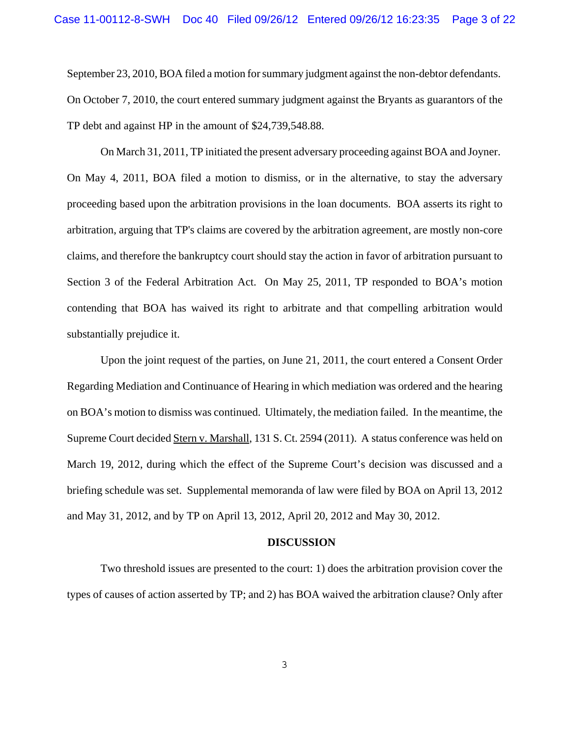September 23, 2010, BOA filed a motion for summary judgment against the non-debtor defendants. On October 7, 2010, the court entered summary judgment against the Bryants as guarantors of the TP debt and against HP in the amount of $24,739,548.88.

On March 31, 2011, TP initiated the present adversary proceeding against BOA and Joyner. On May 4, 2011, BOA filed a motion to dismiss, or in the alternative, to stay the adversary proceeding based upon the arbitration provisions in the loan documents. BOA asserts its right to arbitration, arguing that TP's claims are covered by the arbitration agreement, are mostly non-core claims, and therefore the bankruptcy court should stay the action in favor of arbitration pursuant to Section 3 of the Federal Arbitration Act. On May 25, 2011, TP responded to BOA's motion contending that BOA has waived its right to arbitrate and that compelling arbitration would substantially prejudice it.

Upon the joint request of the parties, on June 21, 2011, the court entered a Consent Order Regarding Mediation and Continuance of Hearing in which mediation was ordered and the hearing on BOA's motion to dismiss was continued. Ultimately, the mediation failed. In the meantime, the Supreme Court decided Stern v. Marshall, 131 S. Ct. 2594 (2011). A status conference was held on March 19, 2012, during which the effect of the Supreme Court's decision was discussed and a briefing schedule was set. Supplemental memoranda of law were filed by BOA on April 13, 2012 and May 31, 2012, and by TP on April 13, 2012, April 20, 2012 and May 30, 2012.

## DISCUSSION

Two threshold issues are presented to the court: 1) does the arbitration provision cover the types of causes of action asserted by TP; and 2) has BOA waived the arbitration clause? Only after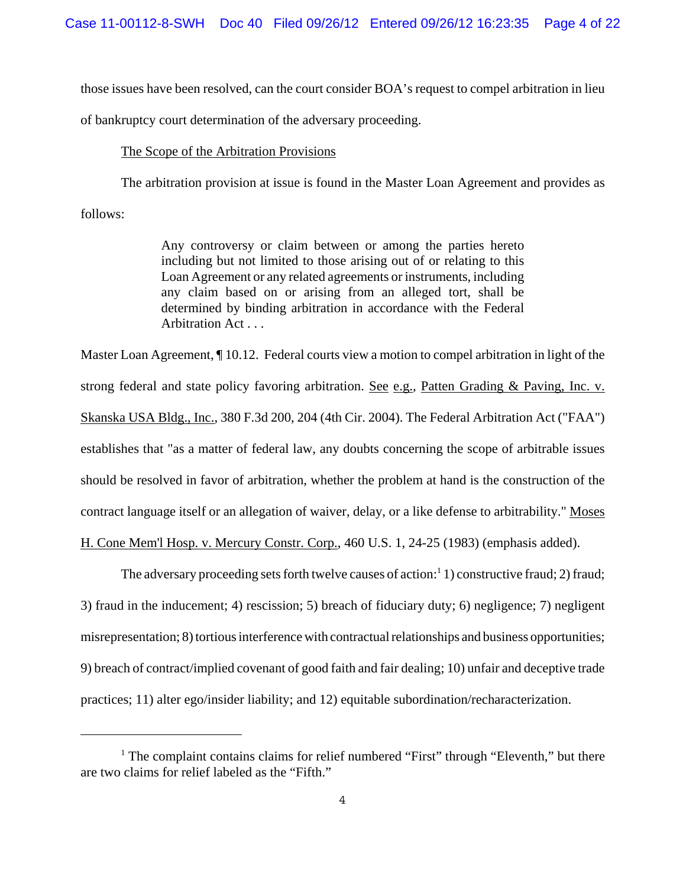those issues have been resolved, can the court consider BOA's request to compel arbitration in lieu of bankruptcy court determination of the adversary proceeding.

The Scope of the Arbitration Provisions

The arbitration provision at issue is found in the Master Loan Agreement and provides as follows:

> Any controversy or claim between or among the parties hereto including but not limited to those arising out of or relating to this Loan Agreement or any related agreements or instruments, including any claim based on or arising from an alleged tort, shall be determined by binding arbitration in accordance with the Federal Arbitration Act . . .

Master Loan Agreement, ¶ 10.12. Federal courts view a motion to compel arbitration in light of the strong federal and state policy favoring arbitration. See e.g., Patten Grading & Paving, Inc. v. Skanska USA Bldg., Inc., 380 F.3d 200, 204 (4th Cir. 2004). The Federal Arbitration Act ("FAA") establishes that "as a matter of federal law, any doubts concerning the scope of arbitrable issues should be resolved in favor of arbitration, whether the problem at hand is the construction of the contract language itself or an allegation of waiver, delay, or a like defense to arbitrability." Moses H. Cone Mem'l Hosp. v. Mercury Constr. Corp., 460 U.S. 1, 24-25 (1983) (emphasis added).

The adversary proceeding sets forth twelve causes of action:[1] 1) constructive fraud; 2) fraud; 3) fraud in the inducement; 4) rescission; 5) breach of fiduciary duty; 6) negligence; 7) negligent misrepresentation; 8) tortious interference with contractual relationships and business opportunities; 9) breach of contract/implied covenant of good faith and fair dealing; 10) unfair and deceptive trade practices; 11) alter ego/insider liability; and 12) equitable subordination/recharacterization.

---

[1] The complaint contains claims for relief numbered "First" through "Eleventh," but there are two claims for relief labeled as the "Fifth."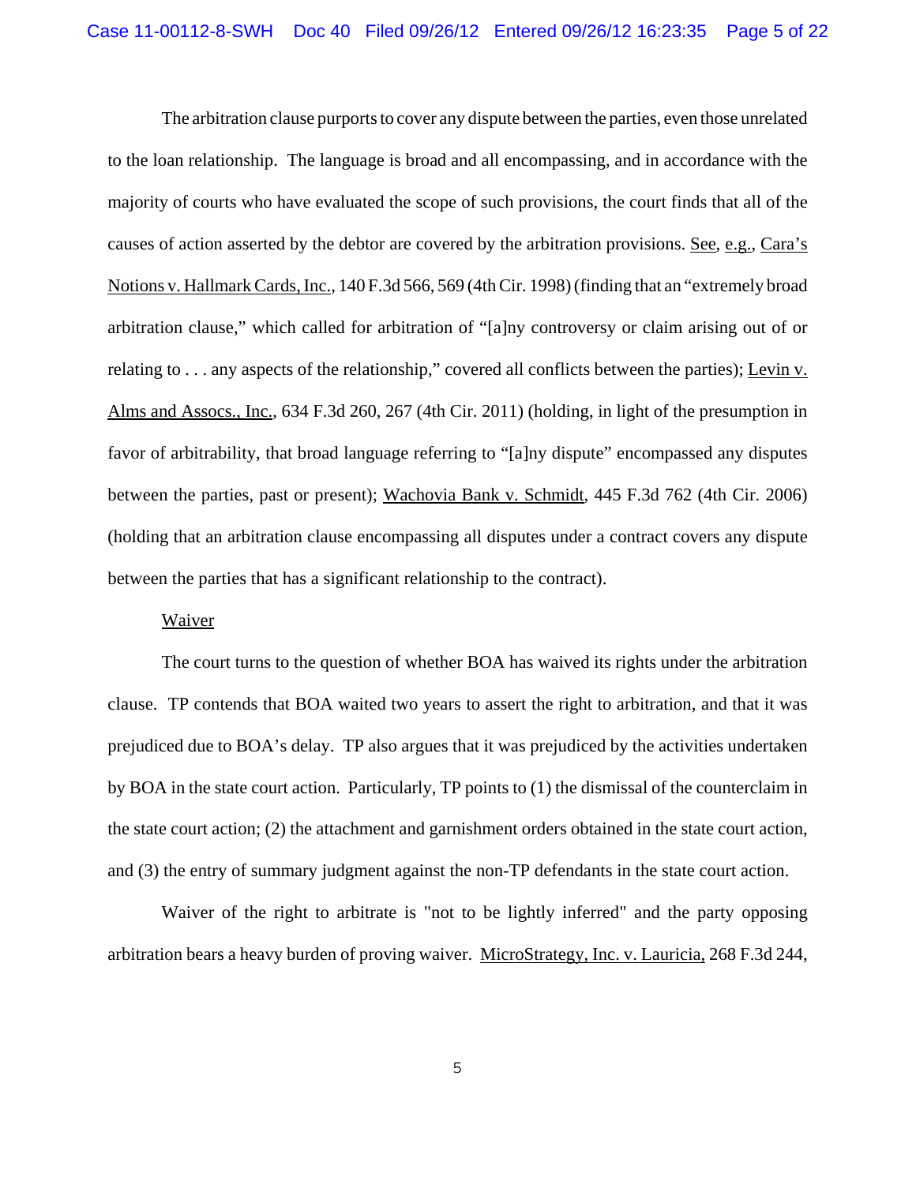The arbitration clause purports to cover any dispute between the parties, even those unrelated to the loan relationship. The language is broad and all encompassing, and in accordance with the majority of courts who have evaluated the scope of such provisions, the court finds that all of the causes of action asserted by the debtor are covered by the arbitration provisions. See, e.g., Cara's Notions v. Hallmark Cards, Inc., 140 F.3d 566, 569 (4th Cir. 1998) (finding that an "extremely broad arbitration clause," which called for arbitration of "[a]ny controversy or claim arising out of or relating to . . . any aspects of the relationship," covered all conflicts between the parties); Levin v. Alms and Assocs., Inc., 634 F.3d 260, 267 (4th Cir. 2011) (holding, in light of the presumption in favor of arbitrability, that broad language referring to "[a]ny dispute" encompassed any disputes between the parties, past or present); Wachovia Bank v. Schmidt, 445 F.3d 762 (4th Cir. 2006) (holding that an arbitration clause encompassing all disputes under a contract covers any dispute between the parties that has a significant relationship to the contract).

Waiver

The court turns to the question of whether BOA has waived its rights under the arbitration clause. TP contends that BOA waited two years to assert the right to arbitration, and that it was prejudiced due to BOA's delay. TP also argues that it was prejudiced by the activities undertaken by BOA in the state court action. Particularly, TP points to (1) the dismissal of the counterclaim in the state court action; (2) the attachment and garnishment orders obtained in the state court action, and (3) the entry of summary judgment against the non-TP defendants in the state court action.

Waiver of the right to arbitrate is "not to be lightly inferred" and the party opposing arbitration bears a heavy burden of proving waiver. MicroStrategy, Inc. v. Lauricia, 268 F.3d 244,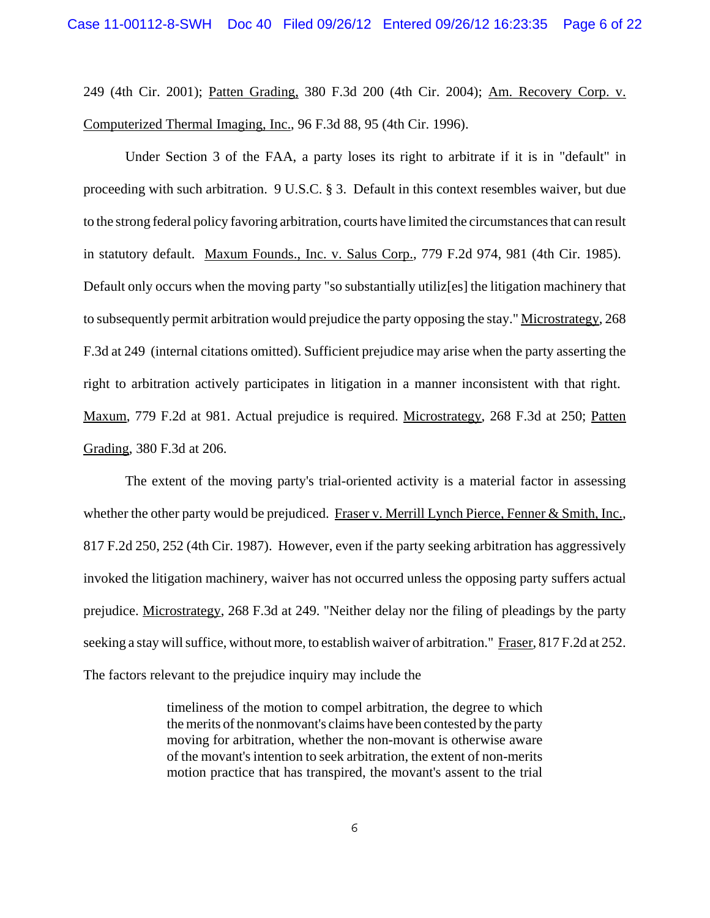249 (4th Cir. 2001); Patten Grading, 380 F.3d 200 (4th Cir. 2004); Am. Recovery Corp. v. Computerized Thermal Imaging, Inc., 96 F.3d 88, 95 (4th Cir. 1996).

Under Section 3 of the FAA, a party loses its right to arbitrate if it is in "default" in proceeding with such arbitration. 9 U.S.C. § 3. Default in this context resembles waiver, but due to the strong federal policy favoring arbitration, courts have limited the circumstances that can result in statutory default. Maxum Founds., Inc. v. Salus Corp., 779 F.2d 974, 981 (4th Cir. 1985). Default only occurs when the moving party "so substantially utiliz[es] the litigation machinery that to subsequently permit arbitration would prejudice the party opposing the stay." Microstrategy, 268 F.3d at 249 (internal citations omitted). Sufficient prejudice may arise when the party asserting the right to arbitration actively participates in litigation in a manner inconsistent with that right. Maxum, 779 F.2d at 981. Actual prejudice is required. Microstrategy, 268 F.3d at 250; Patten Grading, 380 F.3d at 206.

The extent of the moving party's trial-oriented activity is a material factor in assessing whether the other party would be prejudiced. Fraser v. Merrill Lynch Pierce, Fenner & Smith, Inc., 817 F.2d 250, 252 (4th Cir. 1987). However, even if the party seeking arbitration has aggressively invoked the litigation machinery, waiver has not occurred unless the opposing party suffers actual prejudice. Microstrategy, 268 F.3d at 249. "Neither delay nor the filing of pleadings by the party seeking a stay will suffice, without more, to establish waiver of arbitration." Fraser, 817 F.2d at 252. The factors relevant to the prejudice inquiry may include the

> timeliness of the motion to compel arbitration, the degree to which the merits of the nonmovant's claims have been contested by the party moving for arbitration, whether the non-movant is otherwise aware of the movant's intention to seek arbitration, the extent of non-merits motion practice that has transpired, the movant's assent to the trial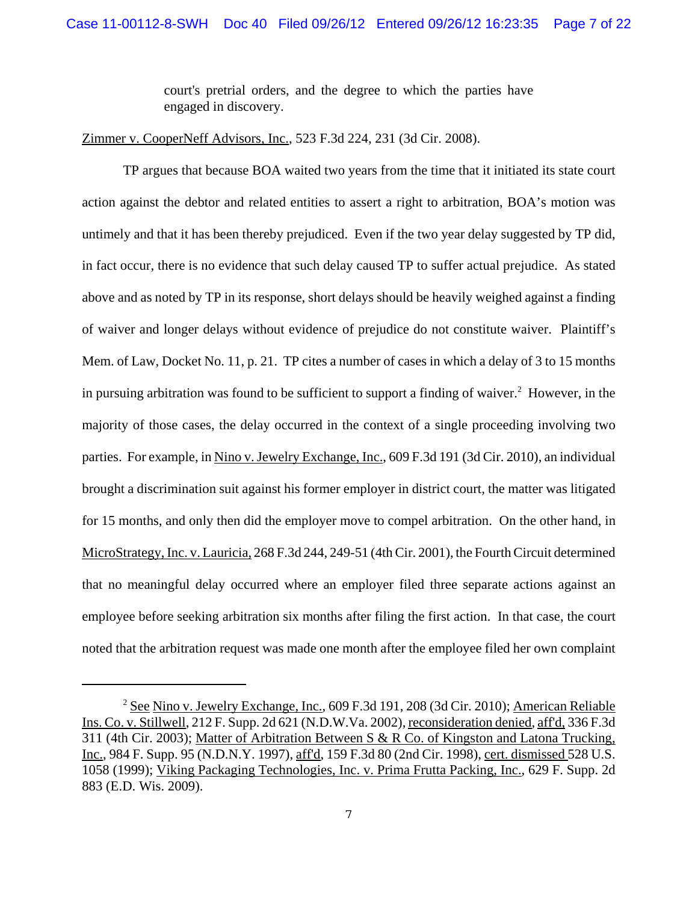> court's pretrial orders, and the degree to which the parties have engaged in discovery.

Zimmer v. CooperNeff Advisors, Inc., 523 F.3d 224, 231 (3d Cir. 2008).

TP argues that because BOA waited two years from the time that it initiated its state court action against the debtor and related entities to assert a right to arbitration, BOA's motion was untimely and that it has been thereby prejudiced. Even if the two year delay suggested by TP did, in fact occur, there is no evidence that such delay caused TP to suffer actual prejudice. As stated above and as noted by TP in its response, short delays should be heavily weighed against a finding of waiver and longer delays without evidence of prejudice do not constitute waiver. Plaintiff's Mem. of Law, Docket No. 11, p. 21. TP cites a number of cases in which a delay of 3 to 15 months in pursuing arbitration was found to be sufficient to support a finding of waiver.[2] However, in the majority of those cases, the delay occurred in the context of a single proceeding involving two parties. For example, in Nino v. Jewelry Exchange, Inc., 609 F.3d 191 (3d Cir. 2010), an individual brought a discrimination suit against his former employer in district court, the matter was litigated for 15 months, and only then did the employer move to compel arbitration. On the other hand, in MicroStrategy, Inc. v. Lauricia, 268 F.3d 244, 249-51 (4th Cir. 2001), the Fourth Circuit determined that no meaningful delay occurred where an employer filed three separate actions against an employee before seeking arbitration six months after filing the first action. In that case, the court noted that the arbitration request was made one month after the employee filed her own complaint

---

[2] See Nino v. Jewelry Exchange, Inc., 609 F.3d 191, 208 (3d Cir. 2010); American Reliable Ins. Co. v. Stillwell, 212 F. Supp. 2d 621 (N.D.W.Va. 2002), reconsideration denied, aff'd, 336 F.3d 311 (4th Cir. 2003); Matter of Arbitration Between S & R Co. of Kingston and Latona Trucking, Inc., 984 F. Supp. 95 (N.D.N.Y. 1997), aff'd, 159 F.3d 80 (2nd Cir. 1998), cert. dismissed 528 U.S. 1058 (1999); Viking Packaging Technologies, Inc. v. Prima Frutta Packing, Inc., 629 F. Supp. 2d 883 (E.D. Wis. 2009).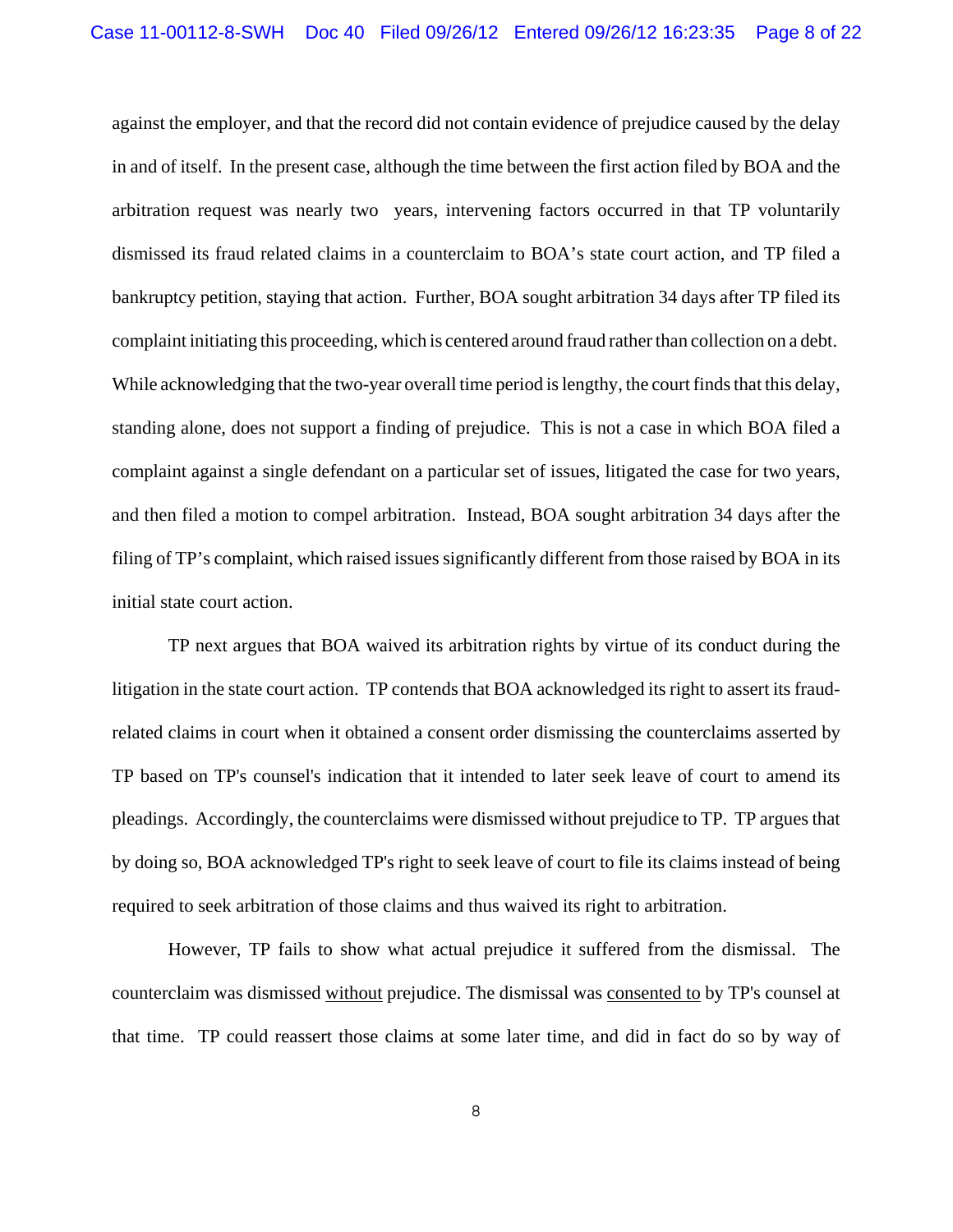against the employer, and that the record did not contain evidence of prejudice caused by the delay in and of itself. In the present case, although the time between the first action filed by BOA and the arbitration request was nearly two years, intervening factors occurred in that TP voluntarily dismissed its fraud related claims in a counterclaim to BOA's state court action, and TP filed a bankruptcy petition, staying that action. Further, BOA sought arbitration 34 days after TP filed its complaint initiating this proceeding, which is centered around fraud rather than collection on a debt. While acknowledging that the two-year overall time period is lengthy, the court finds that this delay, standing alone, does not support a finding of prejudice. This is not a case in which BOA filed a complaint against a single defendant on a particular set of issues, litigated the case for two years, and then filed a motion to compel arbitration. Instead, BOA sought arbitration 34 days after the filing of TP's complaint, which raised issues significantly different from those raised by BOA in its initial state court action.

TP next argues that BOA waived its arbitration rights by virtue of its conduct during the litigation in the state court action. TP contends that BOA acknowledged its right to assert its fraud-related claims in court when it obtained a consent order dismissing the counterclaims asserted by TP based on TP's counsel's indication that it intended to later seek leave of court to amend its pleadings. Accordingly, the counterclaims were dismissed without prejudice to TP. TP argues that by doing so, BOA acknowledged TP's right to seek leave of court to file its claims instead of being required to seek arbitration of those claims and thus waived its right to arbitration.

However, TP fails to show what actual prejudice it suffered from the dismissal. The counterclaim was dismissed <u>without</u> prejudice. The dismissal was <u>consented to</u> by TP's counsel at that time. TP could reassert those claims at some later time, and did in fact do so by way of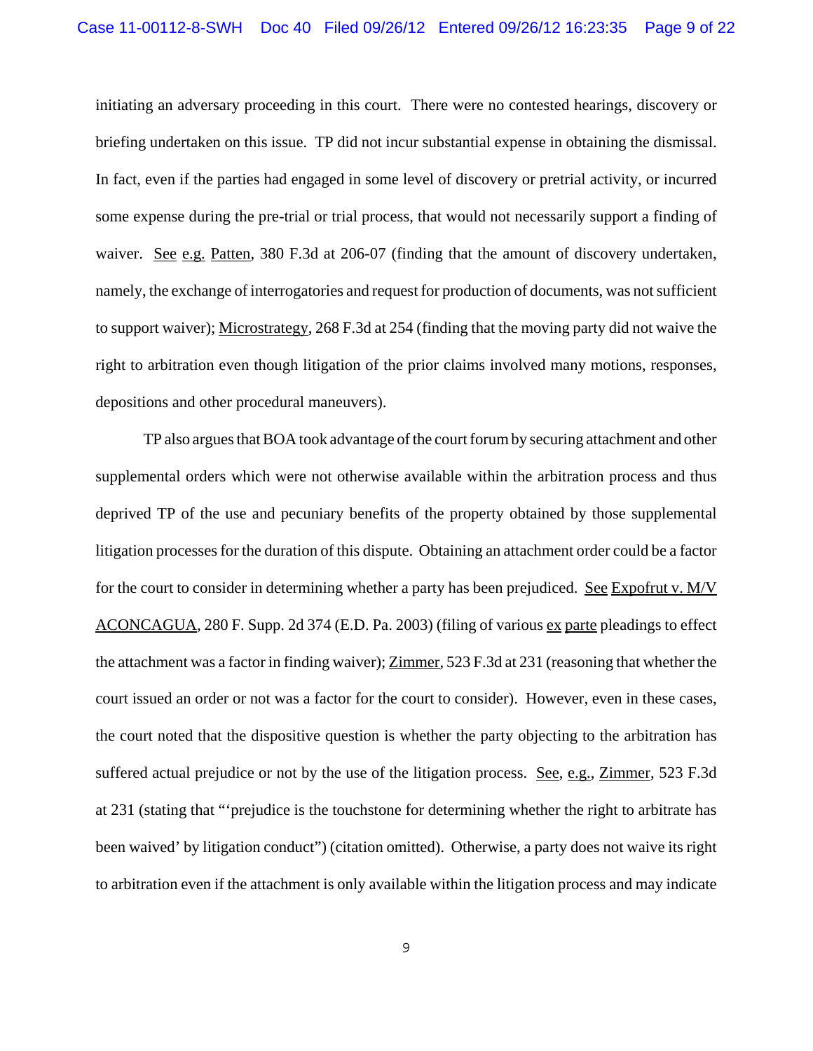initiating an adversary proceeding in this court. There were no contested hearings, discovery or briefing undertaken on this issue. TP did not incur substantial expense in obtaining the dismissal. In fact, even if the parties had engaged in some level of discovery or pretrial activity, or incurred some expense during the pre-trial or trial process, that would not necessarily support a finding of waiver. See e.g. Patten, 380 F.3d at 206-07 (finding that the amount of discovery undertaken, namely, the exchange of interrogatories and request for production of documents, was not sufficient to support waiver); Microstrategy, 268 F.3d at 254 (finding that the moving party did not waive the right to arbitration even though litigation of the prior claims involved many motions, responses, depositions and other procedural maneuvers).

TP also argues that BOA took advantage of the court forum by securing attachment and other supplemental orders which were not otherwise available within the arbitration process and thus deprived TP of the use and pecuniary benefits of the property obtained by those supplemental litigation processes for the duration of this dispute. Obtaining an attachment order could be a factor for the court to consider in determining whether a party has been prejudiced. See Expofrut v. M/V ACONCAGUA, 280 F. Supp. 2d 374 (E.D. Pa. 2003) (filing of various ex parte pleadings to effect the attachment was a factor in finding waiver); Zimmer, 523 F.3d at 231 (reasoning that whether the court issued an order or not was a factor for the court to consider). However, even in these cases, the court noted that the dispositive question is whether the party objecting to the arbitration has suffered actual prejudice or not by the use of the litigation process. See, e.g., Zimmer, 523 F.3d at 231 (stating that "'prejudice is the touchstone for determining whether the right to arbitrate has been waived' by litigation conduct") (citation omitted). Otherwise, a party does not waive its right to arbitration even if the attachment is only available within the litigation process and may indicate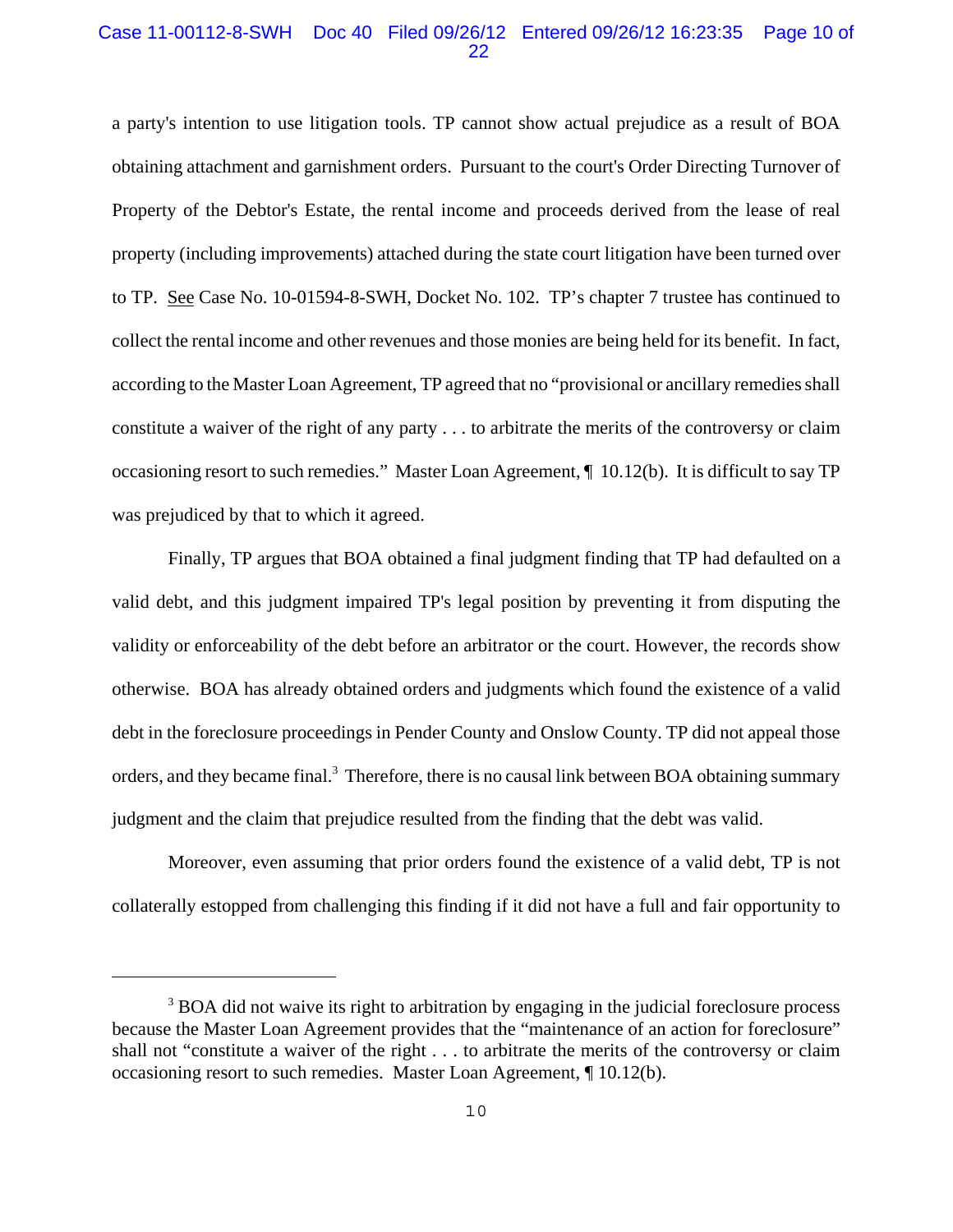a party's intention to use litigation tools. TP cannot show actual prejudice as a result of BOA obtaining attachment and garnishment orders. Pursuant to the court's Order Directing Turnover of Property of the Debtor's Estate, the rental income and proceeds derived from the lease of real property (including improvements) attached during the state court litigation have been turned over to TP. See Case No. 10-01594-8-SWH, Docket No. 102. TP's chapter 7 trustee has continued to collect the rental income and other revenues and those monies are being held for its benefit. In fact, according to the Master Loan Agreement, TP agreed that no "provisional or ancillary remedies shall constitute a waiver of the right of any party . . . to arbitrate the merits of the controversy or claim occasioning resort to such remedies." Master Loan Agreement, ¶ 10.12(b). It is difficult to say TP was prejudiced by that to which it agreed.

Finally, TP argues that BOA obtained a final judgment finding that TP had defaulted on a valid debt, and this judgment impaired TP's legal position by preventing it from disputing the validity or enforceability of the debt before an arbitrator or the court. However, the records show otherwise. BOA has already obtained orders and judgments which found the existence of a valid debt in the foreclosure proceedings in Pender County and Onslow County. TP did not appeal those orders, and they became final.[3] Therefore, there is no causal link between BOA obtaining summary judgment and the claim that prejudice resulted from the finding that the debt was valid.

Moreover, even assuming that prior orders found the existence of a valid debt, TP is not collaterally estopped from challenging this finding if it did not have a full and fair opportunity to

---

[3] BOA did not waive its right to arbitration by engaging in the judicial foreclosure process because the Master Loan Agreement provides that the "maintenance of an action for foreclosure" shall not "constitute a waiver of the right . . . to arbitrate the merits of the controversy or claim occasioning resort to such remedies. Master Loan Agreement, ¶ 10.12(b).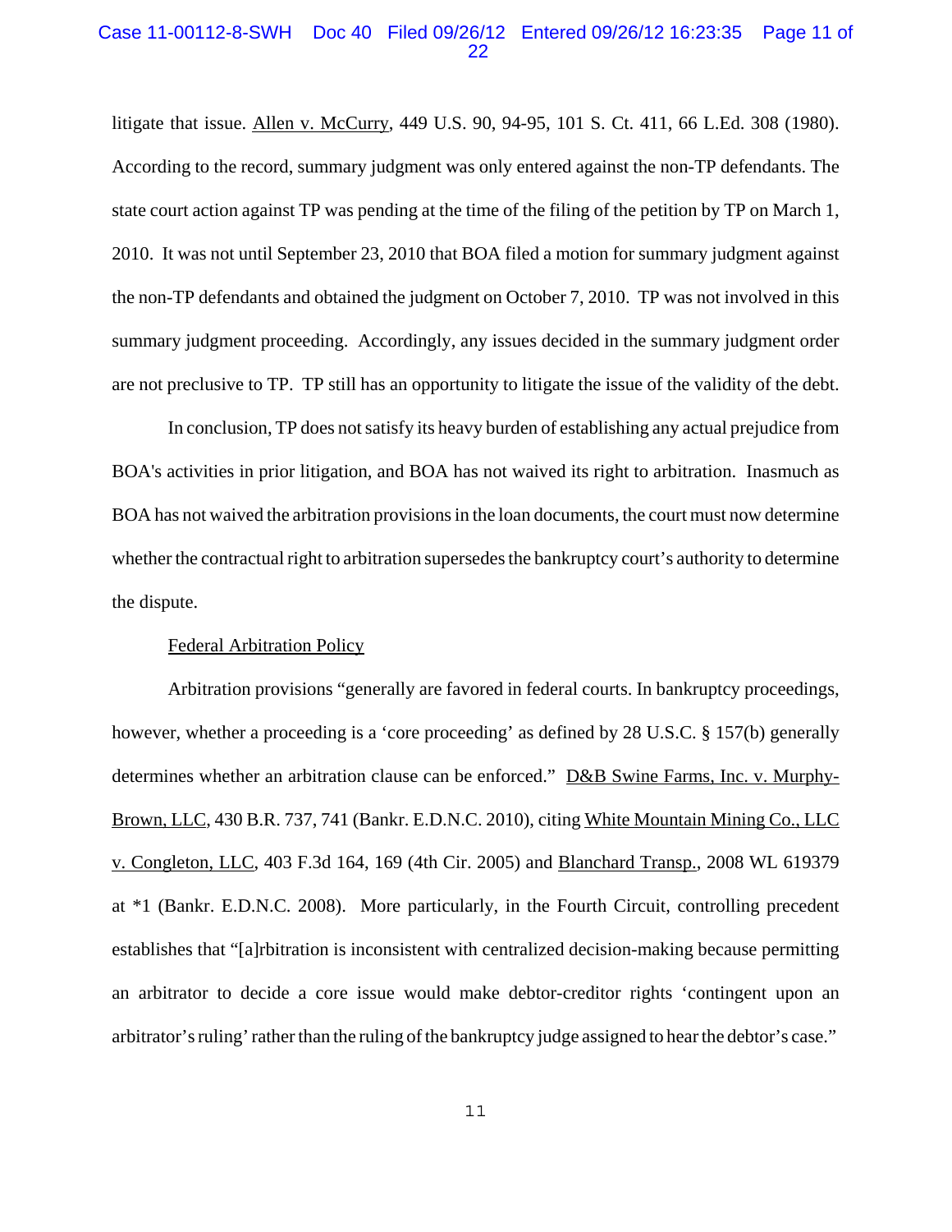litigate that issue. Allen v. McCurry, 449 U.S. 90, 94-95, 101 S. Ct. 411, 66 L.Ed. 308 (1980). According to the record, summary judgment was only entered against the non-TP defendants. The state court action against TP was pending at the time of the filing of the petition by TP on March 1, 2010. It was not until September 23, 2010 that BOA filed a motion for summary judgment against the non-TP defendants and obtained the judgment on October 7, 2010. TP was not involved in this summary judgment proceeding. Accordingly, any issues decided in the summary judgment order are not preclusive to TP. TP still has an opportunity to litigate the issue of the validity of the debt.

In conclusion, TP does not satisfy its heavy burden of establishing any actual prejudice from BOA's activities in prior litigation, and BOA has not waived its right to arbitration. Inasmuch as BOA has not waived the arbitration provisions in the loan documents, the court must now determine whether the contractual right to arbitration supersedes the bankruptcy court's authority to determine the dispute.

Federal Arbitration Policy

Arbitration provisions "generally are favored in federal courts. In bankruptcy proceedings, however, whether a proceeding is a 'core proceeding' as defined by 28 U.S.C. § 157(b) generally determines whether an arbitration clause can be enforced." D&B Swine Farms, Inc. v. Murphy-Brown, LLC, 430 B.R. 737, 741 (Bankr. E.D.N.C. 2010), citing White Mountain Mining Co., LLC v. Congleton, LLC, 403 F.3d 164, 169 (4th Cir. 2005) and Blanchard Transp., 2008 WL 619379 at *1 (Bankr. E.D.N.C. 2008). More particularly, in the Fourth Circuit, controlling precedent establishes that "[a]rbitration is inconsistent with centralized decision-making because permitting an arbitrator to decide a core issue would make debtor-creditor rights 'contingent upon an arbitrator's ruling' rather than the ruling of the bankruptcy judge assigned to hear the debtor's case."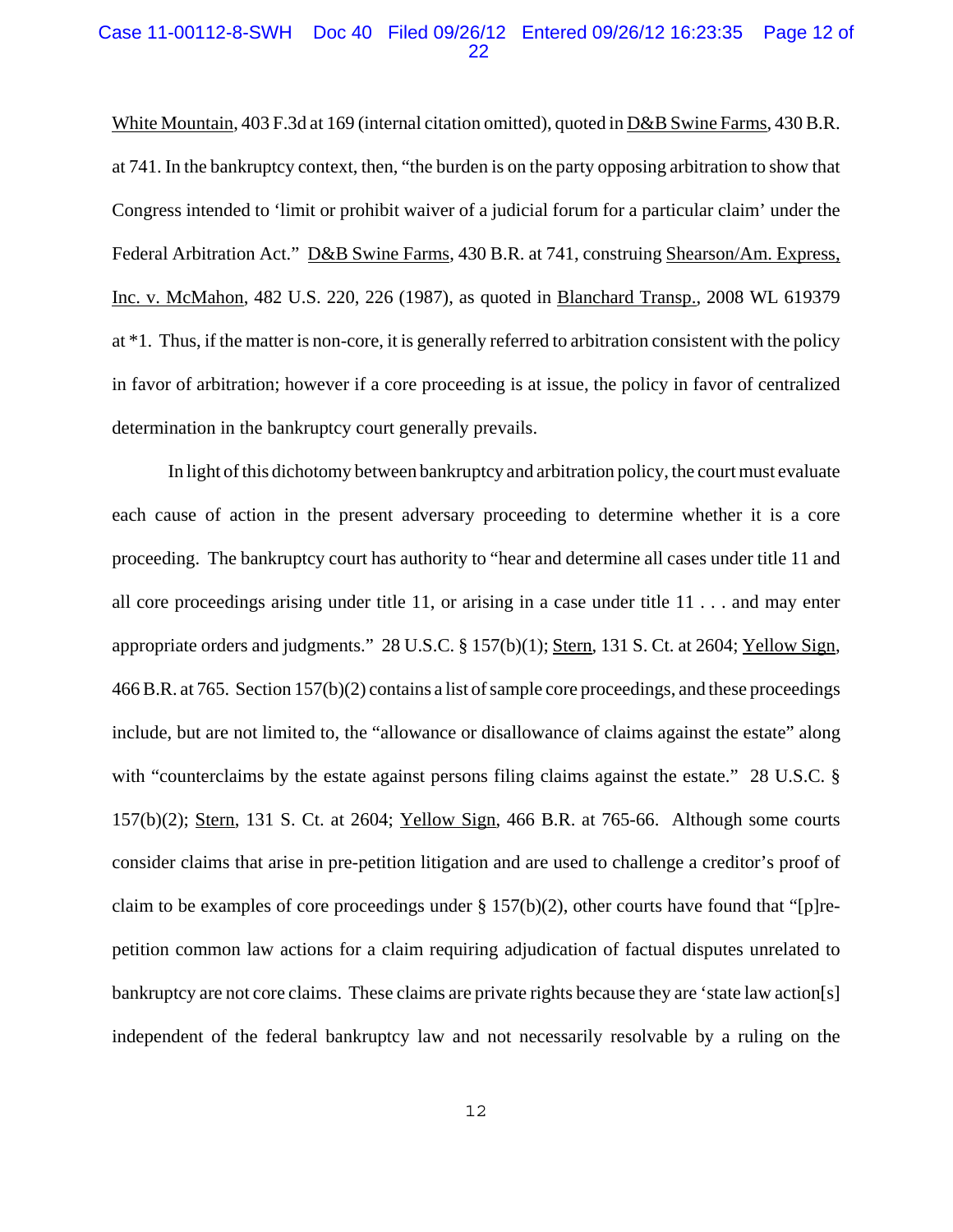White Mountain, 403 F.3d at 169 (internal citation omitted), quoted in D&B Swine Farms, 430 B.R. at 741. In the bankruptcy context, then, "the burden is on the party opposing arbitration to show that Congress intended to 'limit or prohibit waiver of a judicial forum for a particular claim' under the Federal Arbitration Act." D&B Swine Farms, 430 B.R. at 741, construing Shearson/Am. Express, Inc. v. McMahon, 482 U.S. 220, 226 (1987), as quoted in Blanchard Transp., 2008 WL 619379 at *1. Thus, if the matter is non-core, it is generally referred to arbitration consistent with the policy in favor of arbitration; however if a core proceeding is at issue, the policy in favor of centralized determination in the bankruptcy court generally prevails.

In light of this dichotomy between bankruptcy and arbitration policy, the court must evaluate each cause of action in the present adversary proceeding to determine whether it is a core proceeding. The bankruptcy court has authority to "hear and determine all cases under title 11 and all core proceedings arising under title 11, or arising in a case under title 11 . . . and may enter appropriate orders and judgments." 28 U.S.C. § 157(b)(1); Stern, 131 S. Ct. at 2604; Yellow Sign, 466 B.R. at 765. Section 157(b)(2) contains a list of sample core proceedings, and these proceedings include, but are not limited to, the "allowance or disallowance of claims against the estate" along with "counterclaims by the estate against persons filing claims against the estate." 28 U.S.C. § 157(b)(2); Stern, 131 S. Ct. at 2604; Yellow Sign, 466 B.R. at 765-66. Although some courts consider claims that arise in pre-petition litigation and are used to challenge a creditor's proof of claim to be examples of core proceedings under § 157(b)(2), other courts have found that "[p]re-petition common law actions for a claim requiring adjudication of factual disputes unrelated to bankruptcy are not core claims. These claims are private rights because they are 'state law action[s] independent of the federal bankruptcy law and not necessarily resolvable by a ruling on the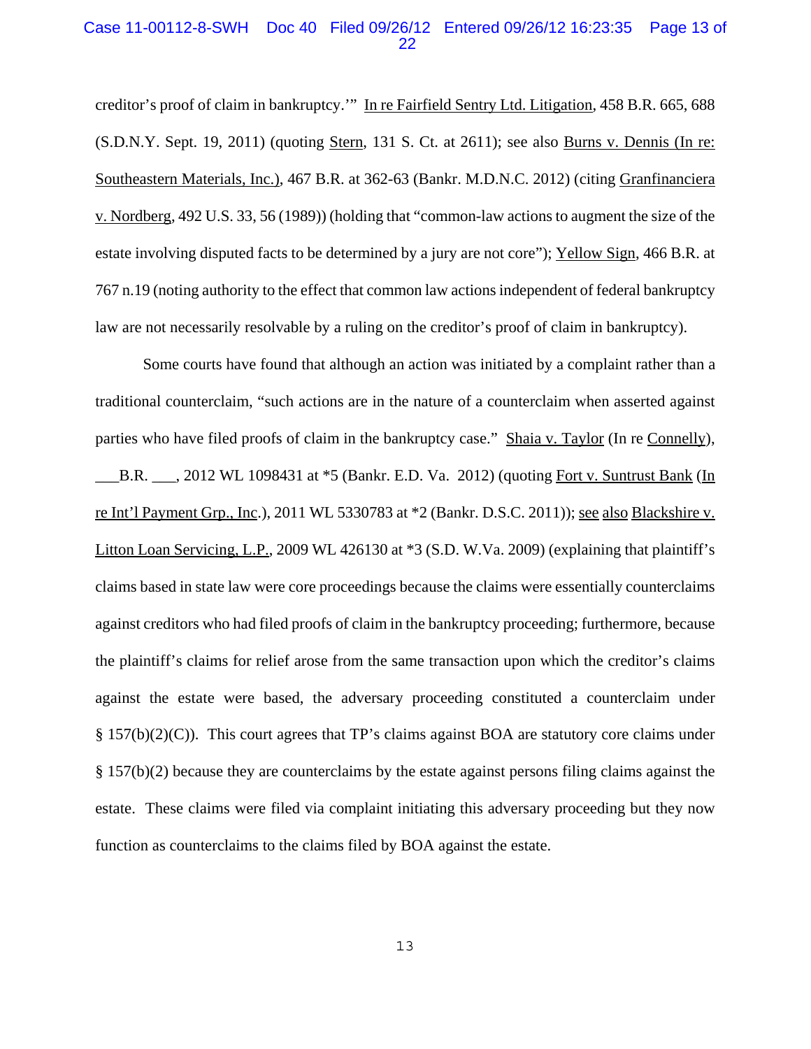creditor's proof of claim in bankruptcy.'" In re Fairfield Sentry Ltd. Litigation, 458 B.R. 665, 688 (S.D.N.Y. Sept. 19, 2011) (quoting Stern, 131 S. Ct. at 2611); see also Burns v. Dennis (In re: Southeastern Materials, Inc.), 467 B.R. at 362-63 (Bankr. M.D.N.C. 2012) (citing Granfinanciera v. Nordberg, 492 U.S. 33, 56 (1989)) (holding that "common-law actions to augment the size of the estate involving disputed facts to be determined by a jury are not core"); Yellow Sign, 466 B.R. at 767 n.19 (noting authority to the effect that common law actions independent of federal bankruptcy law are not necessarily resolvable by a ruling on the creditor's proof of claim in bankruptcy).

Some courts have found that although an action was initiated by a complaint rather than a traditional counterclaim, "such actions are in the nature of a counterclaim when asserted against parties who have filed proofs of claim in the bankruptcy case." Shaia v. Taylor (In re Connelly), ___B.R. ___, 2012 WL 1098431 at *5 (Bankr. E.D. Va. 2012) (quoting Fort v. Suntrust Bank (In re Int'l Payment Grp., Inc.), 2011 WL 5330783 at *2 (Bankr. D.S.C. 2011)); see also Blackshire v. Litton Loan Servicing, L.P., 2009 WL 426130 at *3 (S.D. W.Va. 2009) (explaining that plaintiff's claims based in state law were core proceedings because the claims were essentially counterclaims against creditors who had filed proofs of claim in the bankruptcy proceeding; furthermore, because the plaintiff's claims for relief arose from the same transaction upon which the creditor's claims against the estate were based, the adversary proceeding constituted a counterclaim under § 157(b)(2)(C)). This court agrees that TP's claims against BOA are statutory core claims under § 157(b)(2) because they are counterclaims by the estate against persons filing claims against the estate. These claims were filed via complaint initiating this adversary proceeding but they now function as counterclaims to the claims filed by BOA against the estate.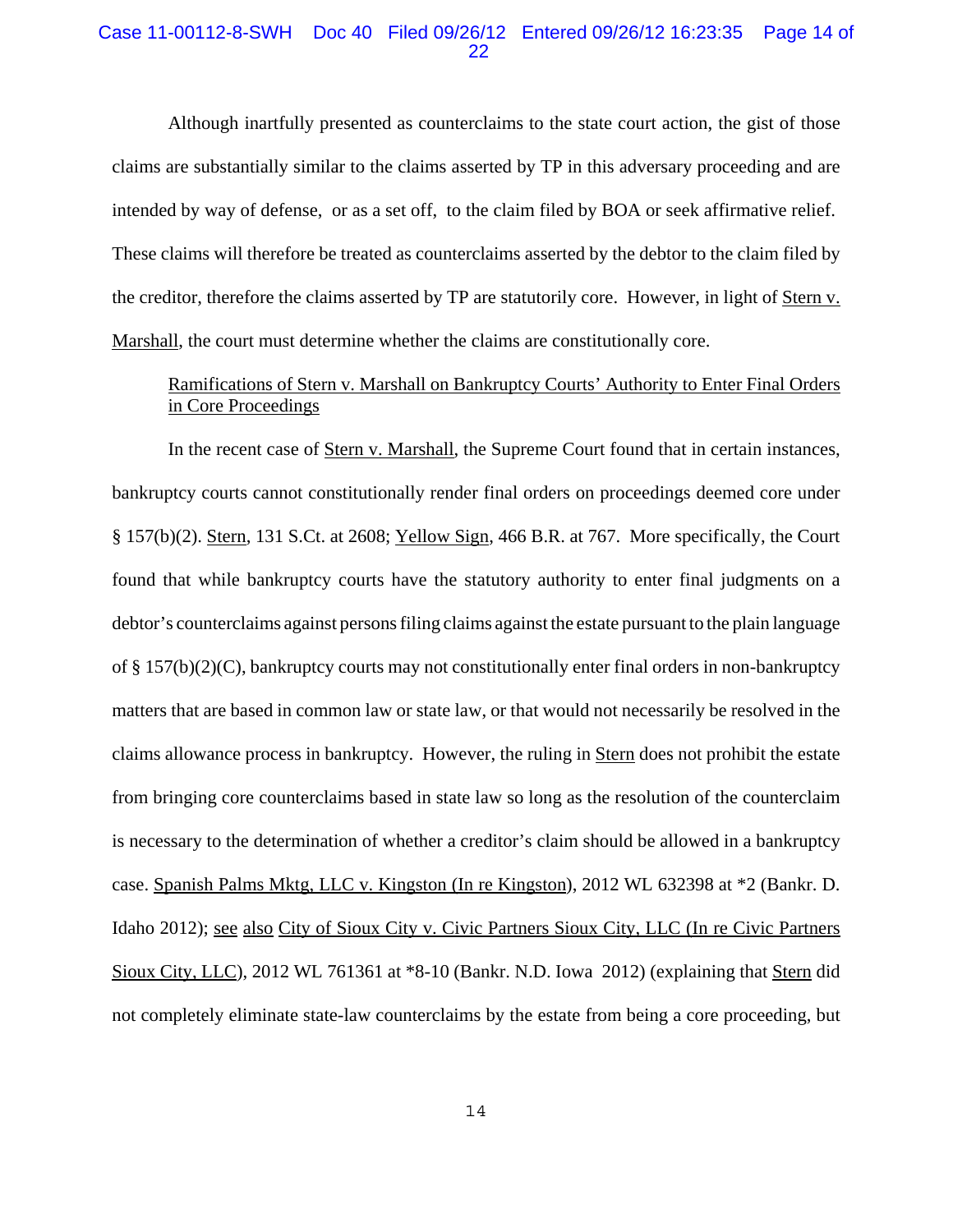Although inartfully presented as counterclaims to the state court action, the gist of those claims are substantially similar to the claims asserted by TP in this adversary proceeding and are intended by way of defense, or as a set off, to the claim filed by BOA or seek affirmative relief. These claims will therefore be treated as counterclaims asserted by the debtor to the claim filed by the creditor, therefore the claims asserted by TP are statutorily core. However, in light of Stern v. Marshall, the court must determine whether the claims are constitutionally core.

Ramifications of Stern v. Marshall on Bankruptcy Courts' Authority to Enter Final Orders in Core Proceedings

In the recent case of Stern v. Marshall, the Supreme Court found that in certain instances, bankruptcy courts cannot constitutionally render final orders on proceedings deemed core under § 157(b)(2). Stern, 131 S.Ct. at 2608; Yellow Sign, 466 B.R. at 767. More specifically, the Court found that while bankruptcy courts have the statutory authority to enter final judgments on a debtor's counterclaims against persons filing claims against the estate pursuant to the plain language of § 157(b)(2)(C), bankruptcy courts may not constitutionally enter final orders in non-bankruptcy matters that are based in common law or state law, or that would not necessarily be resolved in the claims allowance process in bankruptcy. However, the ruling in Stern does not prohibit the estate from bringing core counterclaims based in state law so long as the resolution of the counterclaim is necessary to the determination of whether a creditor's claim should be allowed in a bankruptcy case. Spanish Palms Mktg, LLC v. Kingston (In re Kingston), 2012 WL 632398 at *2 (Bankr. D. Idaho 2012); see also City of Sioux City v. Civic Partners Sioux City, LLC (In re Civic Partners Sioux City, LLC), 2012 WL 761361 at *8-10 (Bankr. N.D. Iowa 2012) (explaining that Stern did not completely eliminate state-law counterclaims by the estate from being a core proceeding, but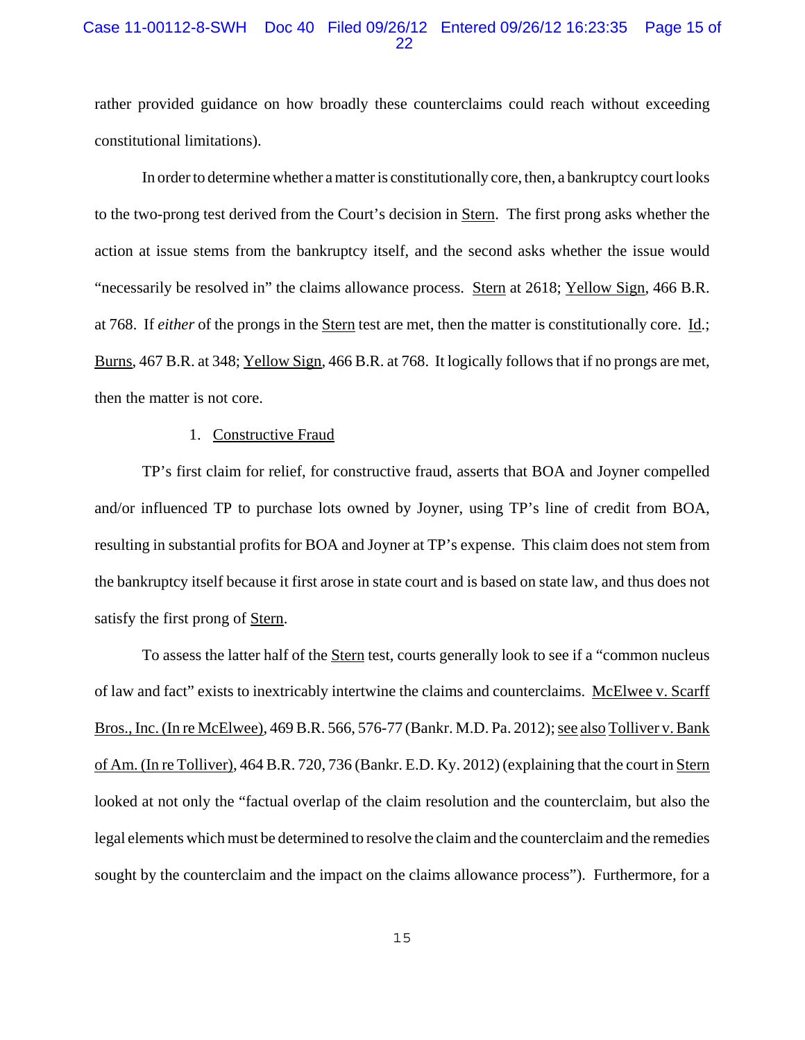rather provided guidance on how broadly these counterclaims could reach without exceeding constitutional limitations).

In order to determine whether a matter is constitutionally core, then, a bankruptcy court looks to the two-prong test derived from the Court's decision in Stern. The first prong asks whether the action at issue stems from the bankruptcy itself, and the second asks whether the issue would "necessarily be resolved in" the claims allowance process. Stern at 2618; Yellow Sign, 466 B.R. at 768. If *either* of the prongs in the Stern test are met, then the matter is constitutionally core. Id.; Burns, 467 B.R. at 348; Yellow Sign, 466 B.R. at 768. It logically follows that if no prongs are met, then the matter is not core.

1. Constructive Fraud

TP's first claim for relief, for constructive fraud, asserts that BOA and Joyner compelled and/or influenced TP to purchase lots owned by Joyner, using TP's line of credit from BOA, resulting in substantial profits for BOA and Joyner at TP's expense. This claim does not stem from the bankruptcy itself because it first arose in state court and is based on state law, and thus does not satisfy the first prong of Stern.

To assess the latter half of the Stern test, courts generally look to see if a "common nucleus of law and fact" exists to inextricably intertwine the claims and counterclaims. McElwee v. Scarff Bros., Inc. (In re McElwee), 469 B.R. 566, 576-77 (Bankr. M.D. Pa. 2012); see also Tolliver v. Bank of Am. (In re Tolliver), 464 B.R. 720, 736 (Bankr. E.D. Ky. 2012) (explaining that the court in Stern looked at not only the "factual overlap of the claim resolution and the counterclaim, but also the legal elements which must be determined to resolve the claim and the counterclaim and the remedies sought by the counterclaim and the impact on the claims allowance process"). Furthermore, for a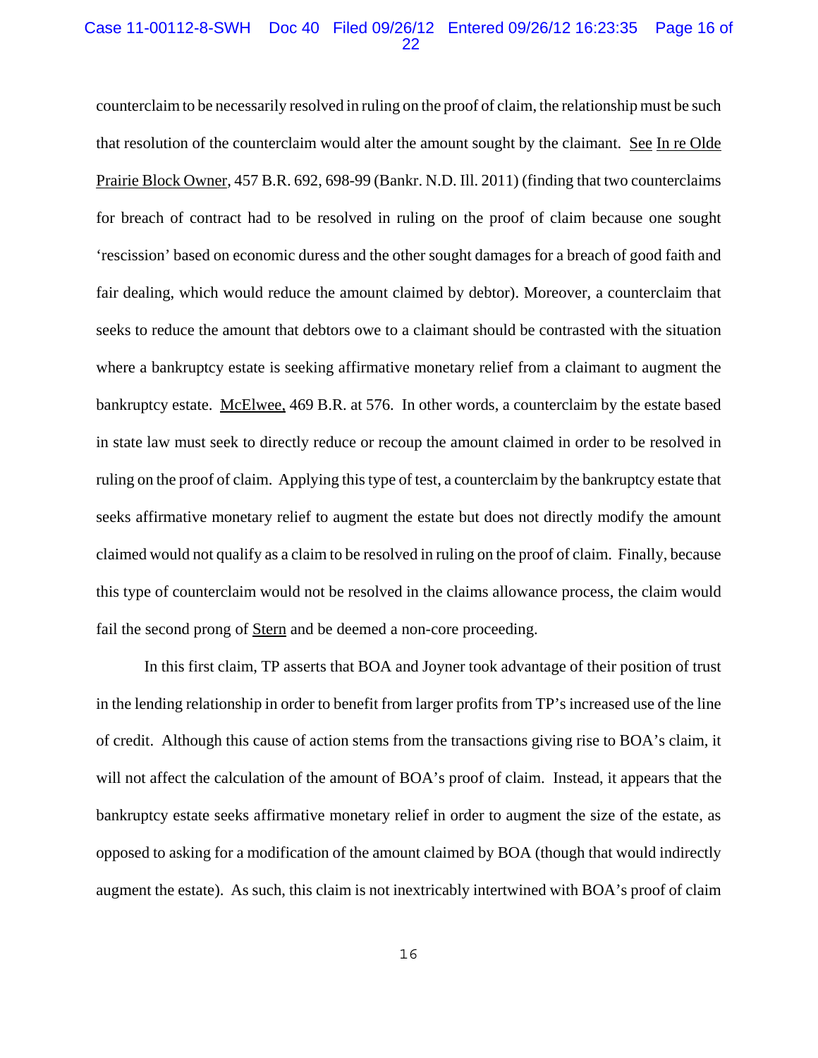counterclaim to be necessarily resolved in ruling on the proof of claim, the relationship must be such that resolution of the counterclaim would alter the amount sought by the claimant. See In re Olde Prairie Block Owner, 457 B.R. 692, 698-99 (Bankr. N.D. Ill. 2011) (finding that two counterclaims for breach of contract had to be resolved in ruling on the proof of claim because one sought 'rescission' based on economic duress and the other sought damages for a breach of good faith and fair dealing, which would reduce the amount claimed by debtor). Moreover, a counterclaim that seeks to reduce the amount that debtors owe to a claimant should be contrasted with the situation where a bankruptcy estate is seeking affirmative monetary relief from a claimant to augment the bankruptcy estate. McElwee, 469 B.R. at 576. In other words, a counterclaim by the estate based in state law must seek to directly reduce or recoup the amount claimed in order to be resolved in ruling on the proof of claim. Applying this type of test, a counterclaim by the bankruptcy estate that seeks affirmative monetary relief to augment the estate but does not directly modify the amount claimed would not qualify as a claim to be resolved in ruling on the proof of claim. Finally, because this type of counterclaim would not be resolved in the claims allowance process, the claim would fail the second prong of Stern and be deemed a non-core proceeding.

In this first claim, TP asserts that BOA and Joyner took advantage of their position of trust in the lending relationship in order to benefit from larger profits from TP's increased use of the line of credit. Although this cause of action stems from the transactions giving rise to BOA's claim, it will not affect the calculation of the amount of BOA's proof of claim. Instead, it appears that the bankruptcy estate seeks affirmative monetary relief in order to augment the size of the estate, as opposed to asking for a modification of the amount claimed by BOA (though that would indirectly augment the estate). As such, this claim is not inextricably intertwined with BOA's proof of claim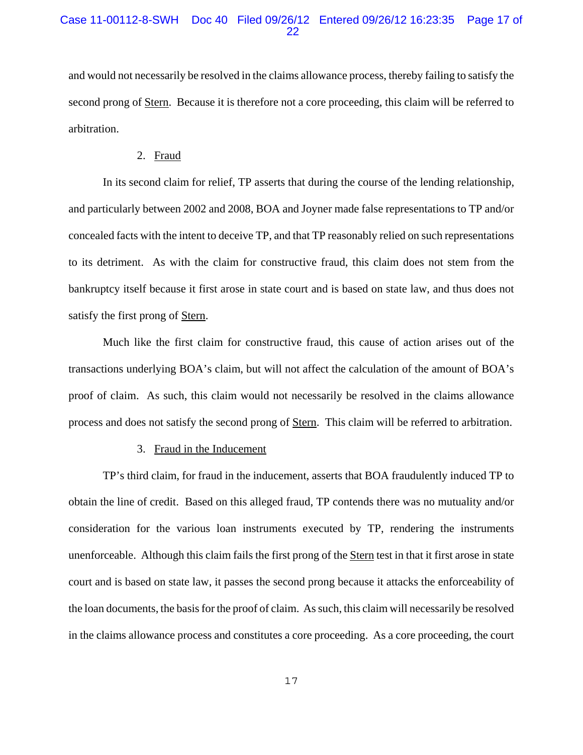and would not necessarily be resolved in the claims allowance process, thereby failing to satisfy the second prong of Stern. Because it is therefore not a core proceeding, this claim will be referred to arbitration.

2. Fraud

In its second claim for relief, TP asserts that during the course of the lending relationship, and particularly between 2002 and 2008, BOA and Joyner made false representations to TP and/or concealed facts with the intent to deceive TP, and that TP reasonably relied on such representations to its detriment. As with the claim for constructive fraud, this claim does not stem from the bankruptcy itself because it first arose in state court and is based on state law, and thus does not satisfy the first prong of Stern.

Much like the first claim for constructive fraud, this cause of action arises out of the transactions underlying BOA's claim, but will not affect the calculation of the amount of BOA's proof of claim. As such, this claim would not necessarily be resolved in the claims allowance process and does not satisfy the second prong of Stern. This claim will be referred to arbitration.

3. Fraud in the Inducement

TP's third claim, for fraud in the inducement, asserts that BOA fraudulently induced TP to obtain the line of credit. Based on this alleged fraud, TP contends there was no mutuality and/or consideration for the various loan instruments executed by TP, rendering the instruments unenforceable. Although this claim fails the first prong of the Stern test in that it first arose in state court and is based on state law, it passes the second prong because it attacks the enforceability of the loan documents, the basis for the proof of claim. As such, this claim will necessarily be resolved in the claims allowance process and constitutes a core proceeding. As a core proceeding, the court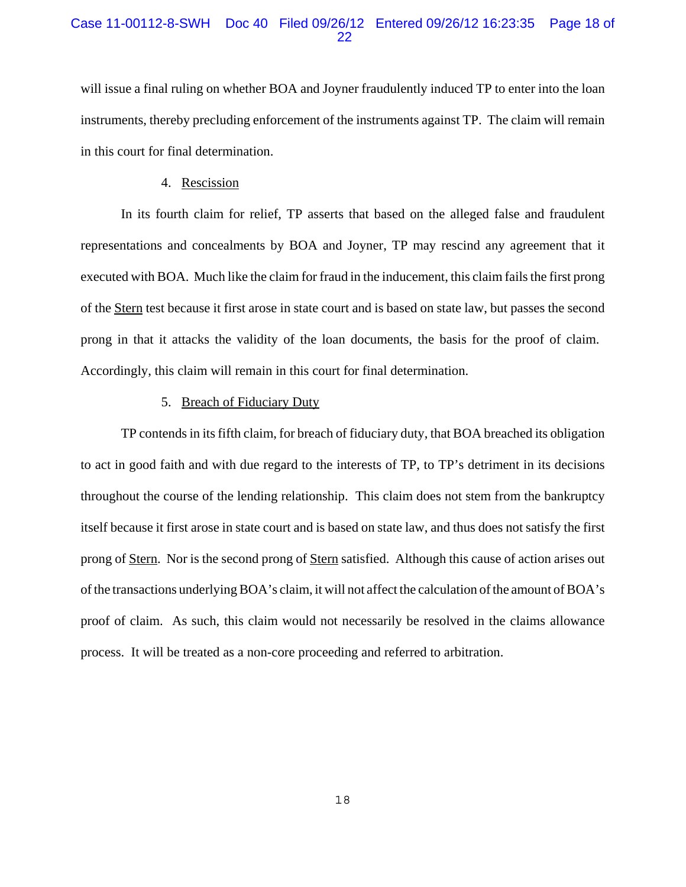will issue a final ruling on whether BOA and Joyner fraudulently induced TP to enter into the loan instruments, thereby precluding enforcement of the instruments against TP. The claim will remain in this court for final determination.

4. Rescission

In its fourth claim for relief, TP asserts that based on the alleged false and fraudulent representations and concealments by BOA and Joyner, TP may rescind any agreement that it executed with BOA. Much like the claim for fraud in the inducement, this claim fails the first prong of the Stern test because it first arose in state court and is based on state law, but passes the second prong in that it attacks the validity of the loan documents, the basis for the proof of claim. Accordingly, this claim will remain in this court for final determination.

5. Breach of Fiduciary Duty

TP contends in its fifth claim, for breach of fiduciary duty, that BOA breached its obligation to act in good faith and with due regard to the interests of TP, to TP's detriment in its decisions throughout the course of the lending relationship. This claim does not stem from the bankruptcy itself because it first arose in state court and is based on state law, and thus does not satisfy the first prong of Stern. Nor is the second prong of Stern satisfied. Although this cause of action arises out of the transactions underlying BOA's claim, it will not affect the calculation of the amount of BOA's proof of claim. As such, this claim would not necessarily be resolved in the claims allowance process. It will be treated as a non-core proceeding and referred to arbitration.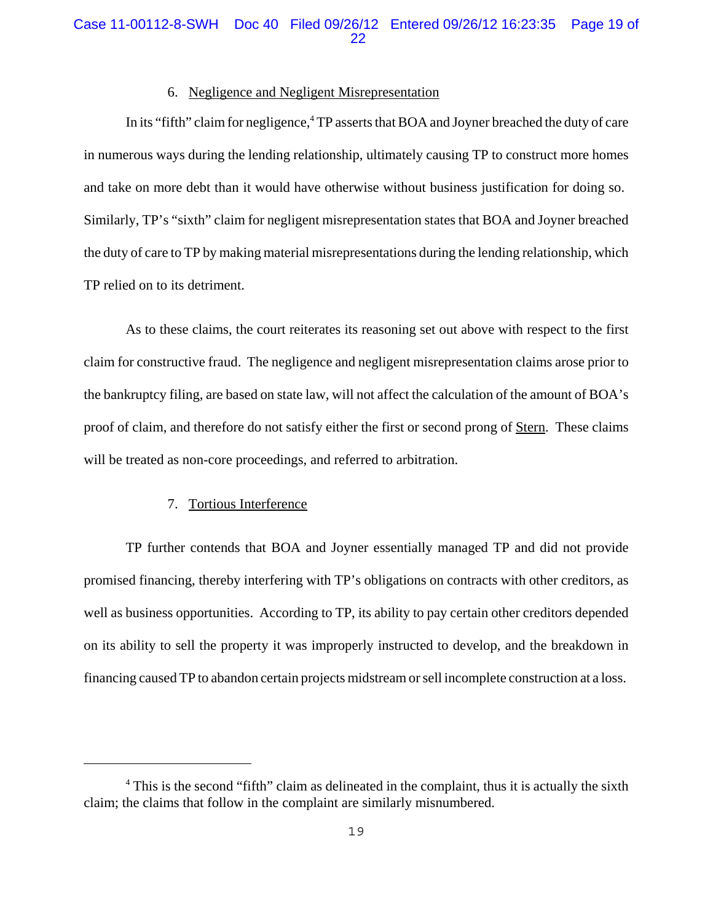6. Negligence and Negligent Misrepresentation

In its "fifth" claim for negligence,[4] TP asserts that BOA and Joyner breached the duty of care in numerous ways during the lending relationship, ultimately causing TP to construct more homes and take on more debt than it would have otherwise without business justification for doing so. Similarly, TP's "sixth" claim for negligent misrepresentation states that BOA and Joyner breached the duty of care to TP by making material misrepresentations during the lending relationship, which TP relied on to its detriment.

As to these claims, the court reiterates its reasoning set out above with respect to the first claim for constructive fraud. The negligence and negligent misrepresentation claims arose prior to the bankruptcy filing, are based on state law, will not affect the calculation of the amount of BOA's proof of claim, and therefore do not satisfy either the first or second prong of Stern. These claims will be treated as non-core proceedings, and referred to arbitration.

7. Tortious Interference

TP further contends that BOA and Joyner essentially managed TP and did not provide promised financing, thereby interfering with TP's obligations on contracts with other creditors, as well as business opportunities. According to TP, its ability to pay certain other creditors depended on its ability to sell the property it was improperly instructed to develop, and the breakdown in financing caused TP to abandon certain projects midstream or sell incomplete construction at a loss.

---

[4] This is the second "fifth" claim as delineated in the complaint, thus it is actually the sixth claim; the claims that follow in the complaint are similarly misnumbered.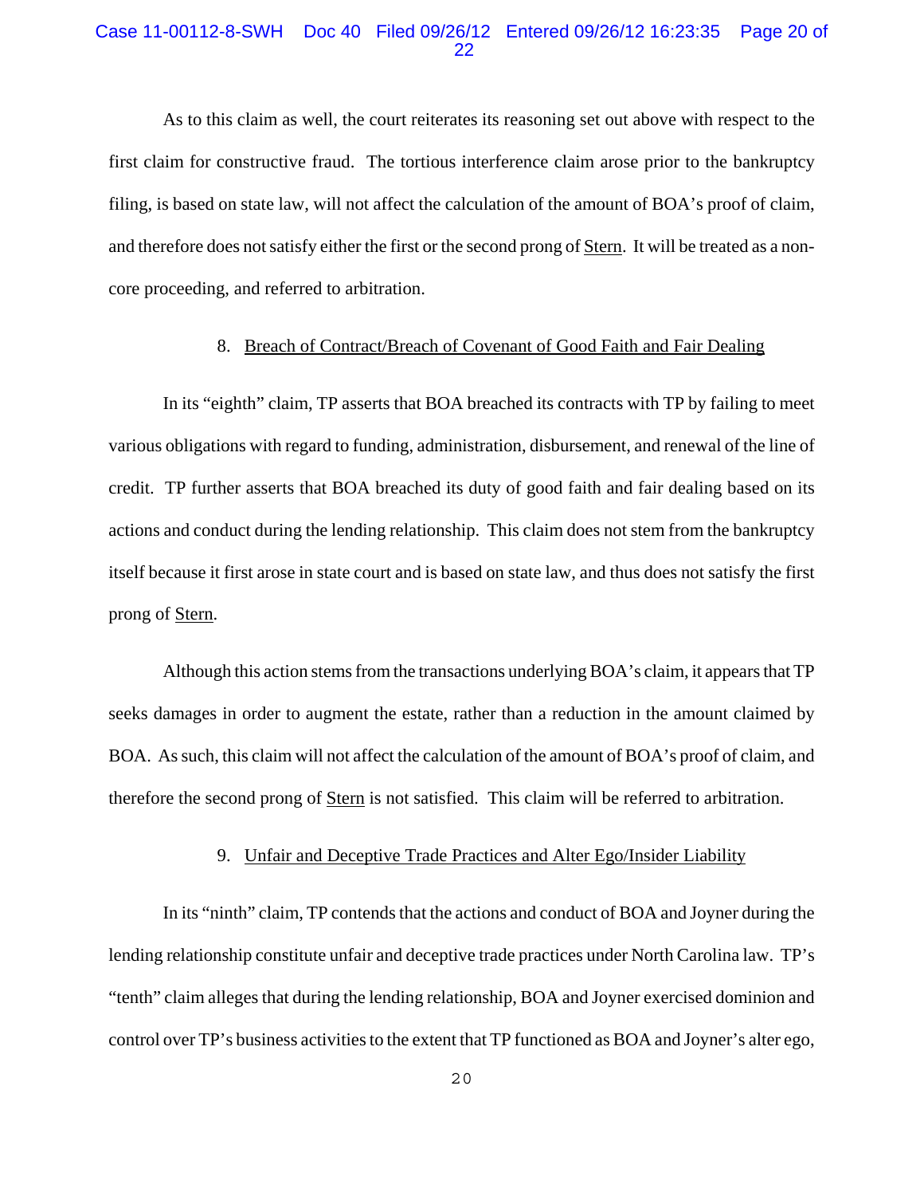As to this claim as well, the court reiterates its reasoning set out above with respect to the first claim for constructive fraud. The tortious interference claim arose prior to the bankruptcy filing, is based on state law, will not affect the calculation of the amount of BOA's proof of claim, and therefore does not satisfy either the first or the second prong of Stern. It will be treated as a non-core proceeding, and referred to arbitration.

### 8. Breach of Contract/Breach of Covenant of Good Faith and Fair Dealing

In its "eighth" claim, TP asserts that BOA breached its contracts with TP by failing to meet various obligations with regard to funding, administration, disbursement, and renewal of the line of credit. TP further asserts that BOA breached its duty of good faith and fair dealing based on its actions and conduct during the lending relationship. This claim does not stem from the bankruptcy itself because it first arose in state court and is based on state law, and thus does not satisfy the first prong of Stern.

Although this action stems from the transactions underlying BOA's claim, it appears that TP seeks damages in order to augment the estate, rather than a reduction in the amount claimed by BOA. As such, this claim will not affect the calculation of the amount of BOA's proof of claim, and therefore the second prong of Stern is not satisfied. This claim will be referred to arbitration.

### 9. Unfair and Deceptive Trade Practices and Alter Ego/Insider Liability

In its "ninth" claim, TP contends that the actions and conduct of BOA and Joyner during the lending relationship constitute unfair and deceptive trade practices under North Carolina law. TP's "tenth" claim alleges that during the lending relationship, BOA and Joyner exercised dominion and control over TP's business activities to the extent that TP functioned as BOA and Joyner's alter ego,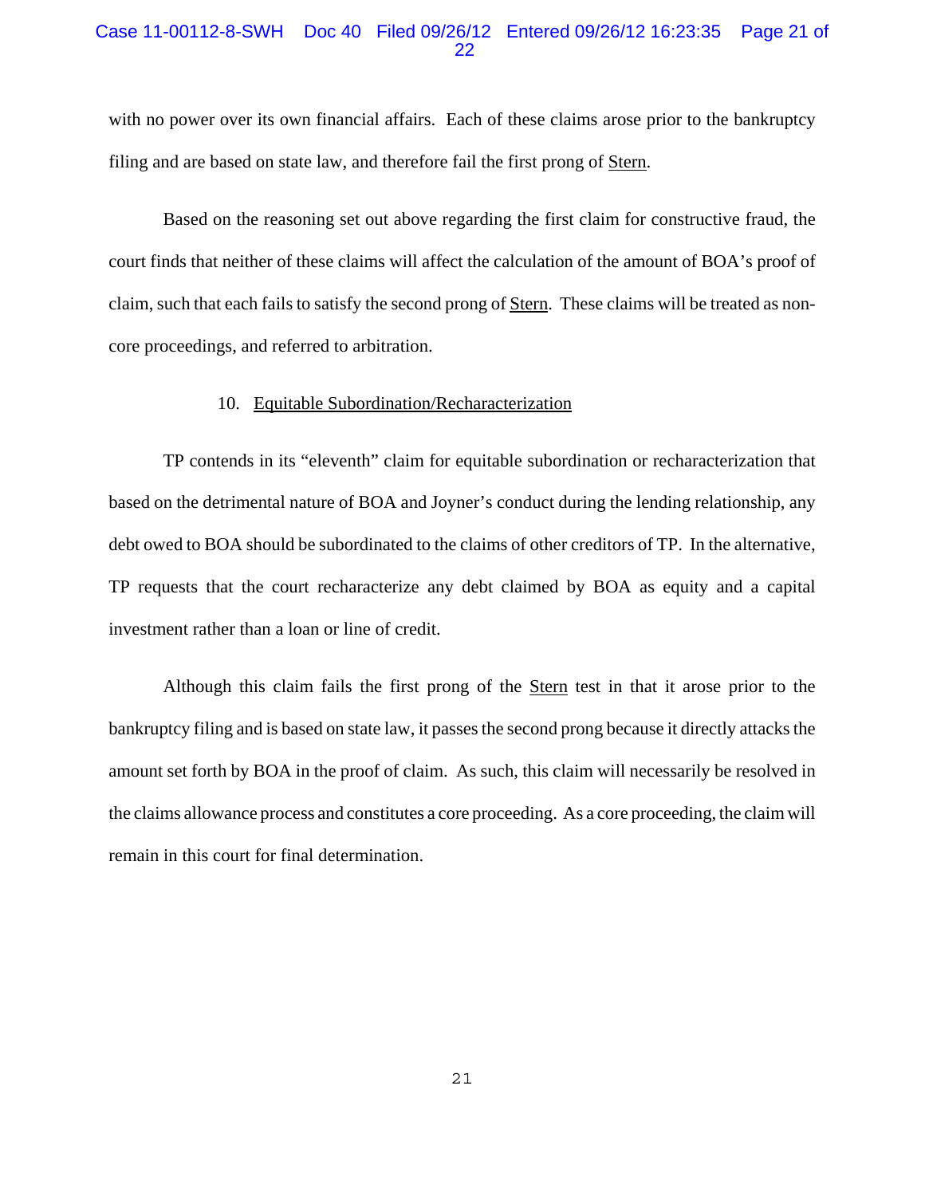with no power over its own financial affairs. Each of these claims arose prior to the bankruptcy filing and are based on state law, and therefore fail the first prong of Stern.

Based on the reasoning set out above regarding the first claim for constructive fraud, the court finds that neither of these claims will affect the calculation of the amount of BOA's proof of claim, such that each fails to satisfy the second prong of Stern. These claims will be treated as non-core proceedings, and referred to arbitration.

10. Equitable Subordination/Recharacterization

TP contends in its "eleventh" claim for equitable subordination or recharacterization that based on the detrimental nature of BOA and Joyner's conduct during the lending relationship, any debt owed to BOA should be subordinated to the claims of other creditors of TP. In the alternative, TP requests that the court recharacterize any debt claimed by BOA as equity and a capital investment rather than a loan or line of credit.

Although this claim fails the first prong of the Stern test in that it arose prior to the bankruptcy filing and is based on state law, it passes the second prong because it directly attacks the amount set forth by BOA in the proof of claim. As such, this claim will necessarily be resolved in the claims allowance process and constitutes a core proceeding. As a core proceeding, the claim will remain in this court for final determination.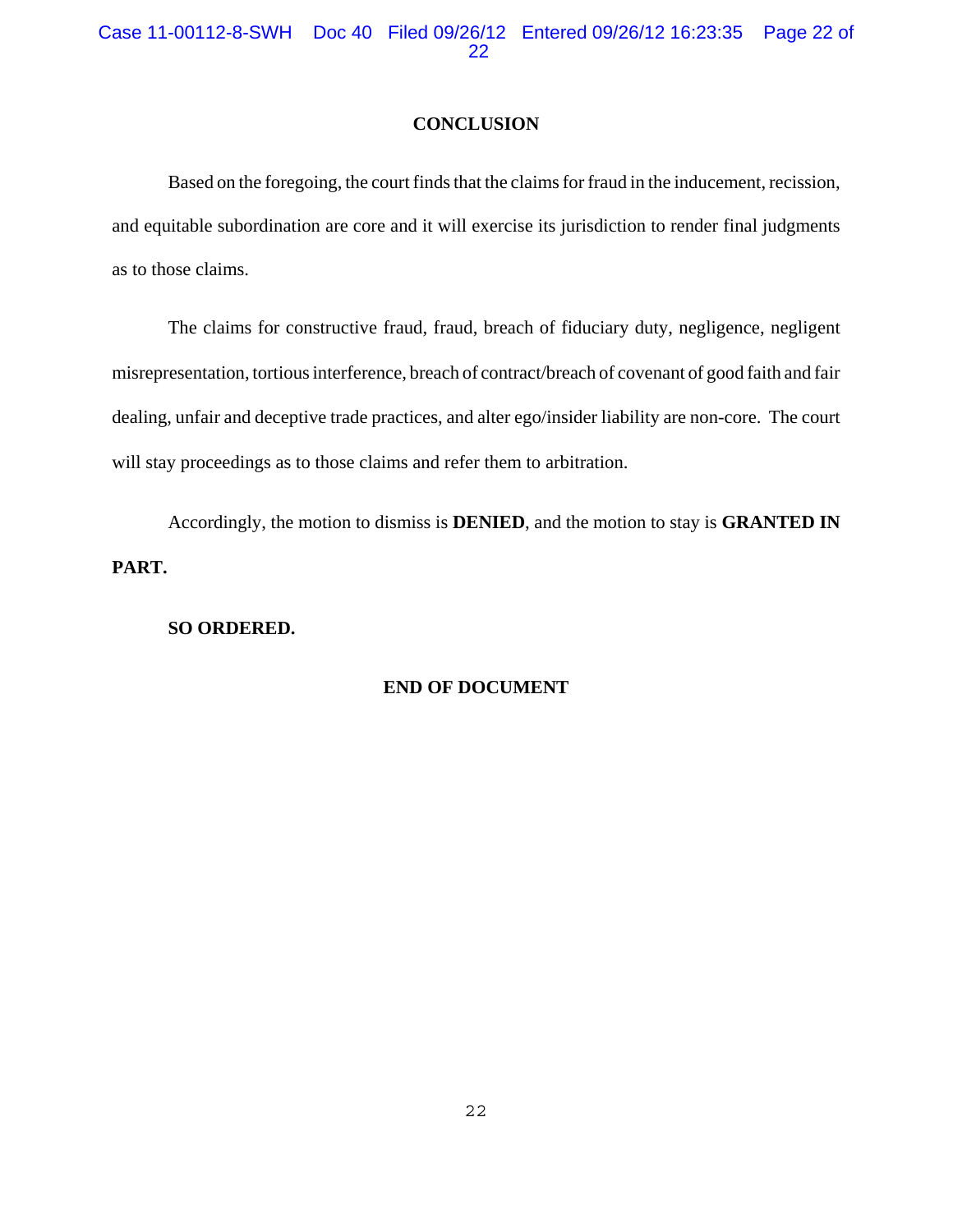## CONCLUSION

Based on the foregoing, the court finds that the claims for fraud in the inducement, recission, and equitable subordination are core and it will exercise its jurisdiction to render final judgments as to those claims.

The claims for constructive fraud, fraud, breach of fiduciary duty, negligence, negligent misrepresentation, tortious interference, breach of contract/breach of covenant of good faith and fair dealing, unfair and deceptive trade practices, and alter ego/insider liability are non-core. The court will stay proceedings as to those claims and refer them to arbitration.

Accordingly, the motion to dismiss is **DENIED**, and the motion to stay is **GRANTED IN PART.**

**SO ORDERED.**

**END OF DOCUMENT**